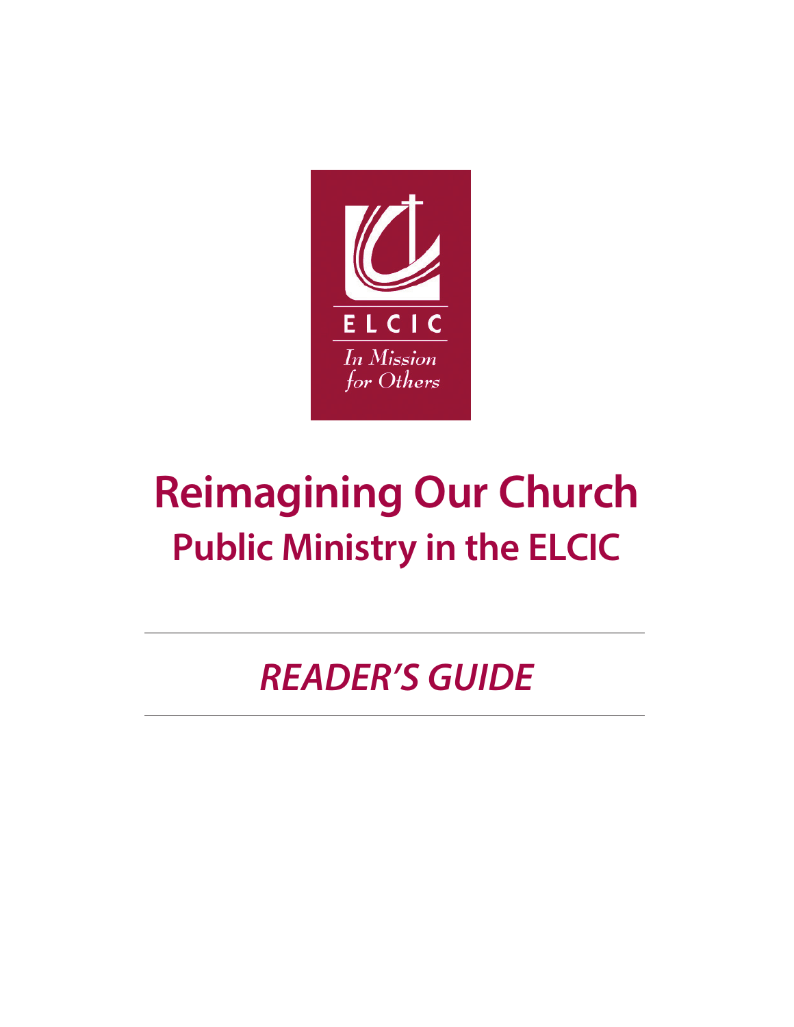ELCIC

*In Mission for Others*

# Reimagining Our Church

## Public Ministry in the ELCIC

---

## *READER'S GUIDE*

---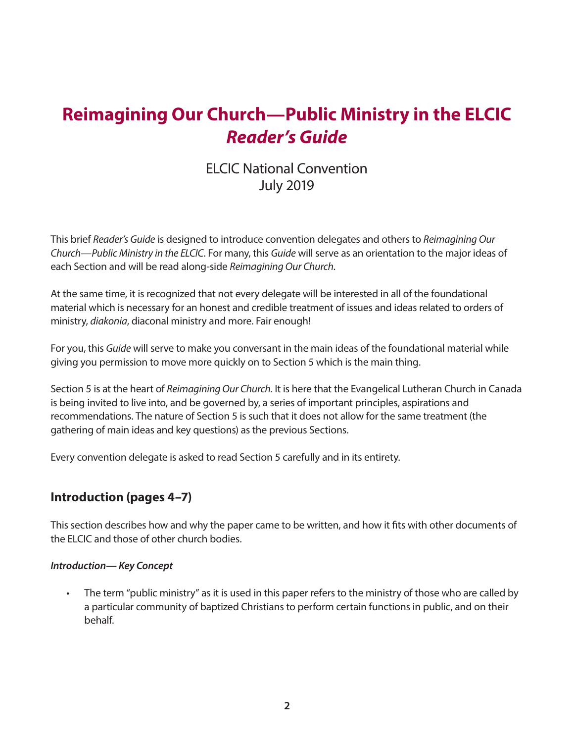# Reimagining Our Church—Public Ministry in the ELCIC
# *Reader's Guide*

ELCIC National Convention
July 2019

This brief *Reader's Guide* is designed to introduce convention delegates and others to *Reimagining Our Church—Public Ministry in the ELCIC*. For many, this *Guide* will serve as an orientation to the major ideas of each Section and will be read along-side *Reimagining Our Church*.

At the same time, it is recognized that not every delegate will be interested in all of the foundational material which is necessary for an honest and credible treatment of issues and ideas related to orders of ministry, *diakonia*, diaconal ministry and more. Fair enough!

For you, this *Guide* will serve to make you conversant in the main ideas of the foundational material while giving you permission to move more quickly on to Section 5 which is the main thing.

Section 5 is at the heart of *Reimagining Our Church*. It is here that the Evangelical Lutheran Church in Canada is being invited to live into, and be governed by, a series of important principles, aspirations and recommendations. The nature of Section 5 is such that it does not allow for the same treatment (the gathering of main ideas and key questions) as the previous Sections.

Every convention delegate is asked to read Section 5 carefully and in its entirety.

## Introduction (pages 4–7)

This section describes how and why the paper came to be written, and how it fits with other documents of the ELCIC and those of other church bodies.

***Introduction— Key Concept***

- The term "public ministry" as it is used in this paper refers to the ministry of those who are called by a particular community of baptized Christians to perform certain functions in public, and on their behalf.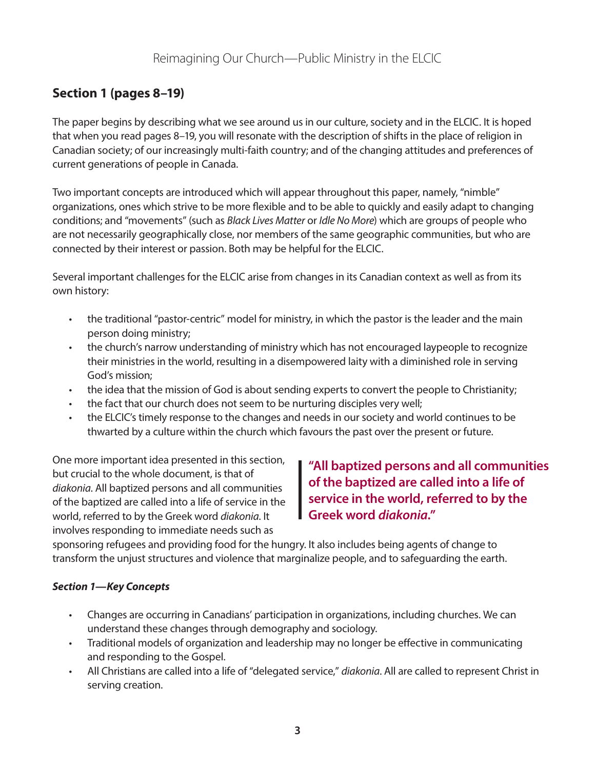## Section 1 (pages 8–19)

The paper begins by describing what we see around us in our culture, society and in the ELCIC. It is hoped that when you read pages 8–19, you will resonate with the description of shifts in the place of religion in Canadian society; of our increasingly multi-faith country; and of the changing attitudes and preferences of current generations of people in Canada.

Two important concepts are introduced which will appear throughout this paper, namely, "nimble" organizations, ones which strive to be more flexible and to be able to quickly and easily adapt to changing conditions; and "movements" (such as *Black Lives Matter* or *Idle No More*) which are groups of people who are not necessarily geographically close, nor members of the same geographic communities, but who are connected by their interest or passion. Both may be helpful for the ELCIC.

Several important challenges for the ELCIC arise from changes in its Canadian context as well as from its own history:

- the traditional "pastor-centric" model for ministry, in which the pastor is the leader and the main person doing ministry;
- the church's narrow understanding of ministry which has not encouraged laypeople to recognize their ministries in the world, resulting in a disempowered laity with a diminished role in serving God's mission;
- the idea that the mission of God is about sending experts to convert the people to Christianity;
- the fact that our church does not seem to be nurturing disciples very well;
- the ELCIC's timely response to the changes and needs in our society and world continues to be thwarted by a culture within the church which favours the past over the present or future.

One more important idea presented in this section, but crucial to the whole document, is that of *diakonia*. All baptized persons and all communities of the baptized are called into a life of service in the world, referred to by the Greek word *diakonia*. It involves responding to immediate needs such as sponsoring refugees and providing food for the hungry. It also includes being agents of change to transform the unjust structures and violence that marginalize people, and to safeguarding the earth.

> **"All baptized persons and all communities of the baptized are called into a life of service in the world, referred to by the Greek word *diakonia*."**

### *Section 1—Key Concepts*

- Changes are occurring in Canadians' participation in organizations, including churches. We can understand these changes through demography and sociology.
- Traditional models of organization and leadership may no longer be effective in communicating and responding to the Gospel.
- All Christians are called into a life of "delegated service," *diakonia*. All are called to represent Christ in serving creation.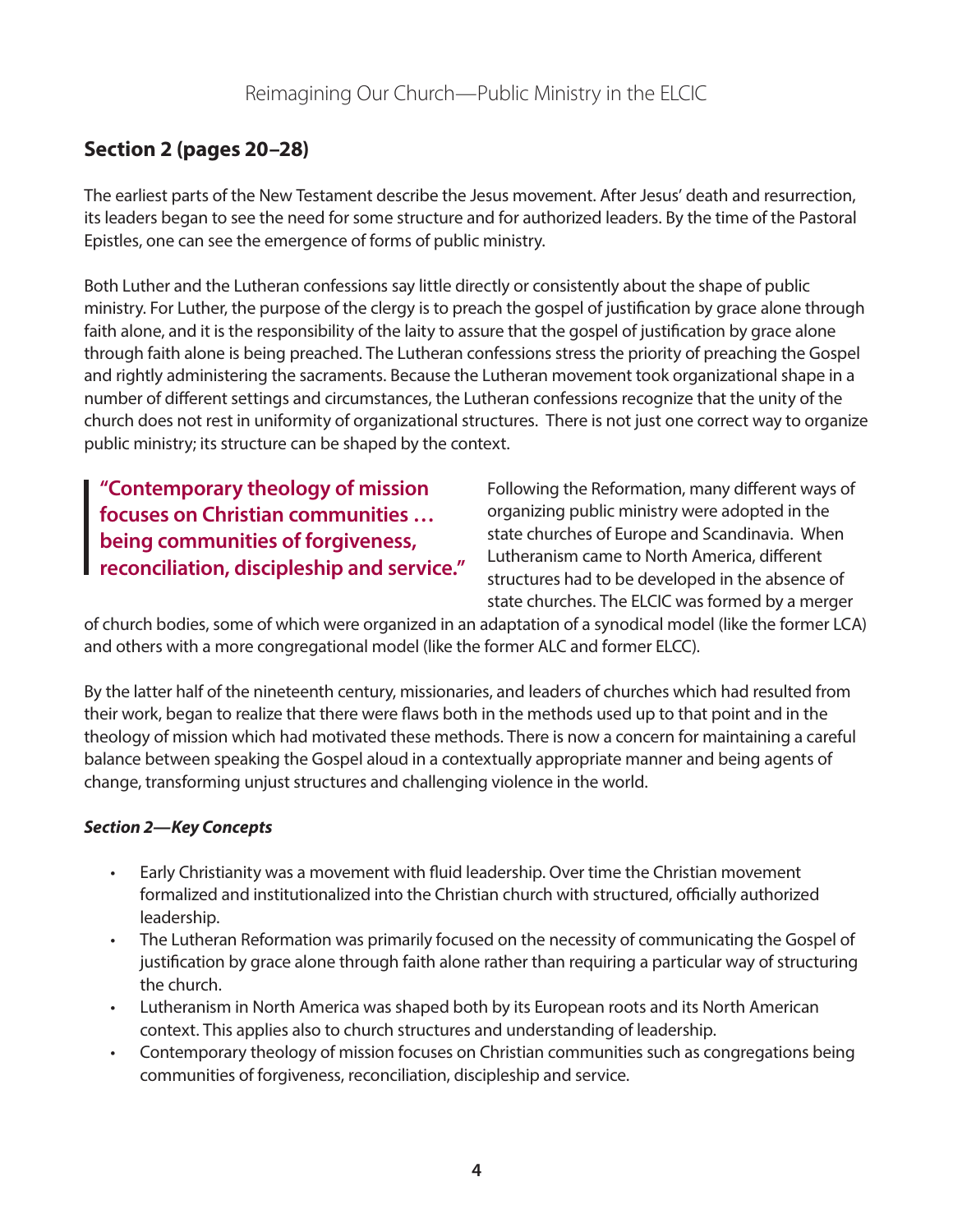## Section 2 (pages 20–28)

The earliest parts of the New Testament describe the Jesus movement. After Jesus' death and resurrection, its leaders began to see the need for some structure and for authorized leaders. By the time of the Pastoral Epistles, one can see the emergence of forms of public ministry.

Both Luther and the Lutheran confessions say little directly or consistently about the shape of public ministry. For Luther, the purpose of the clergy is to preach the gospel of justification by grace alone through faith alone, and it is the responsibility of the laity to assure that the gospel of justification by grace alone through faith alone is being preached. The Lutheran confessions stress the priority of preaching the Gospel and rightly administering the sacraments. Because the Lutheran movement took organizational shape in a number of different settings and circumstances, the Lutheran confessions recognize that the unity of the church does not rest in uniformity of organizational structures. There is not just one correct way to organize public ministry; its structure can be shaped by the context.

> **"Contemporary theology of mission focuses on Christian communities … being communities of forgiveness, reconciliation, discipleship and service."**

Following the Reformation, many different ways of organizing public ministry were adopted in the state churches of Europe and Scandinavia. When Lutheranism came to North America, different structures had to be developed in the absence of state churches. The ELCIC was formed by a merger of church bodies, some of which were organized in an adaptation of a synodical model (like the former LCA) and others with a more congregational model (like the former ALC and former ELCC).

By the latter half of the nineteenth century, missionaries, and leaders of churches which had resulted from their work, began to realize that there were flaws both in the methods used up to that point and in the theology of mission which had motivated these methods. There is now a concern for maintaining a careful balance between speaking the Gospel aloud in a contextually appropriate manner and being agents of change, transforming unjust structures and challenging violence in the world.

***Section 2—Key Concepts***

- Early Christianity was a movement with fluid leadership. Over time the Christian movement formalized and institutionalized into the Christian church with structured, officially authorized leadership.
- The Lutheran Reformation was primarily focused on the necessity of communicating the Gospel of justification by grace alone through faith alone rather than requiring a particular way of structuring the church.
- Lutheranism in North America was shaped both by its European roots and its North American context. This applies also to church structures and understanding of leadership.
- Contemporary theology of mission focuses on Christian communities such as congregations being communities of forgiveness, reconciliation, discipleship and service.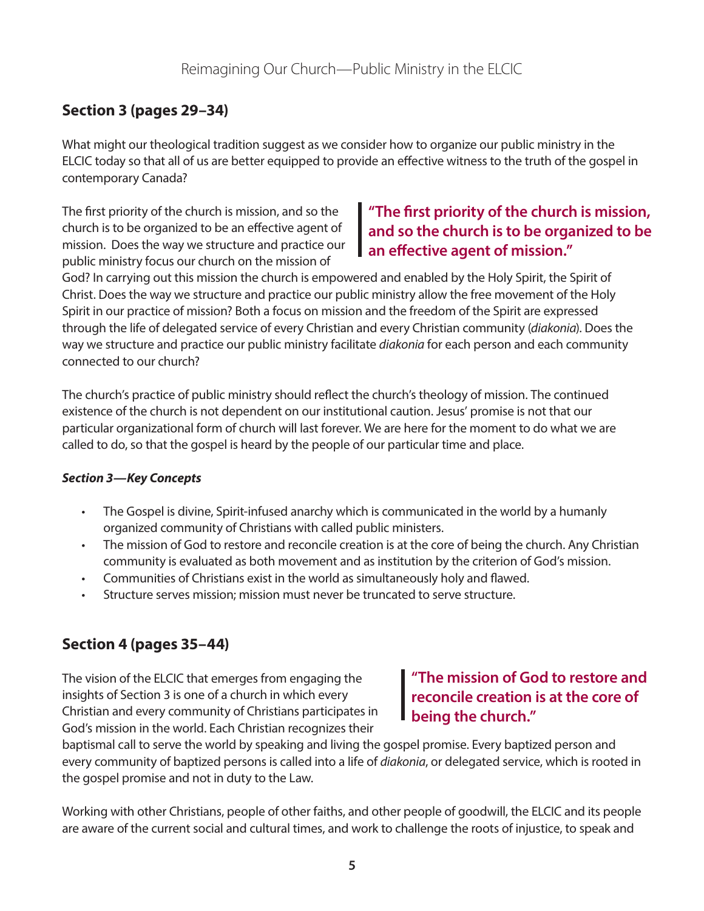## Section 3 (pages 29–34)

What might our theological tradition suggest as we consider how to organize our public ministry in the ELCIC today so that all of us are better equipped to provide an effective witness to the truth of the gospel in contemporary Canada?

The first priority of the church is mission, and so the church is to be organized to be an effective agent of mission. Does the way we structure and practice our public ministry focus our church on the mission of God? In carrying out this mission the church is empowered and enabled by the Holy Spirit, the Spirit of Christ. Does the way we structure and practice our public ministry allow the free movement of the Holy Spirit in our practice of mission? Both a focus on mission and the freedom of the Spirit are expressed through the life of delegated service of every Christian and every Christian community (*diakonia*). Does the way we structure and practice our public ministry facilitate *diakonia* for each person and each community connected to our church?

> **"The first priority of the church is mission, and so the church is to be organized to be an effective agent of mission."**

The church's practice of public ministry should reflect the church's theology of mission. The continued existence of the church is not dependent on our institutional caution. Jesus' promise is not that our particular organizational form of church will last forever. We are here for the moment to do what we are called to do, so that the gospel is heard by the people of our particular time and place.

***Section 3—Key Concepts***

- The Gospel is divine, Spirit-infused anarchy which is communicated in the world by a humanly organized community of Christians with called public ministers.
- The mission of God to restore and reconcile creation is at the core of being the church. Any Christian community is evaluated as both movement and as institution by the criterion of God's mission.
- Communities of Christians exist in the world as simultaneously holy and flawed.
- Structure serves mission; mission must never be truncated to serve structure.

## Section 4 (pages 35–44)

The vision of the ELCIC that emerges from engaging the insights of Section 3 is one of a church in which every Christian and every community of Christians participates in God's mission in the world. Each Christian recognizes their baptismal call to serve the world by speaking and living the gospel promise. Every baptized person and every community of baptized persons is called into a life of *diakonia*, or delegated service, which is rooted in the gospel promise and not in duty to the Law.

> **"The mission of God to restore and reconcile creation is at the core of being the church."**

Working with other Christians, people of other faiths, and other people of goodwill, the ELCIC and its people are aware of the current social and cultural times, and work to challenge the roots of injustice, to speak and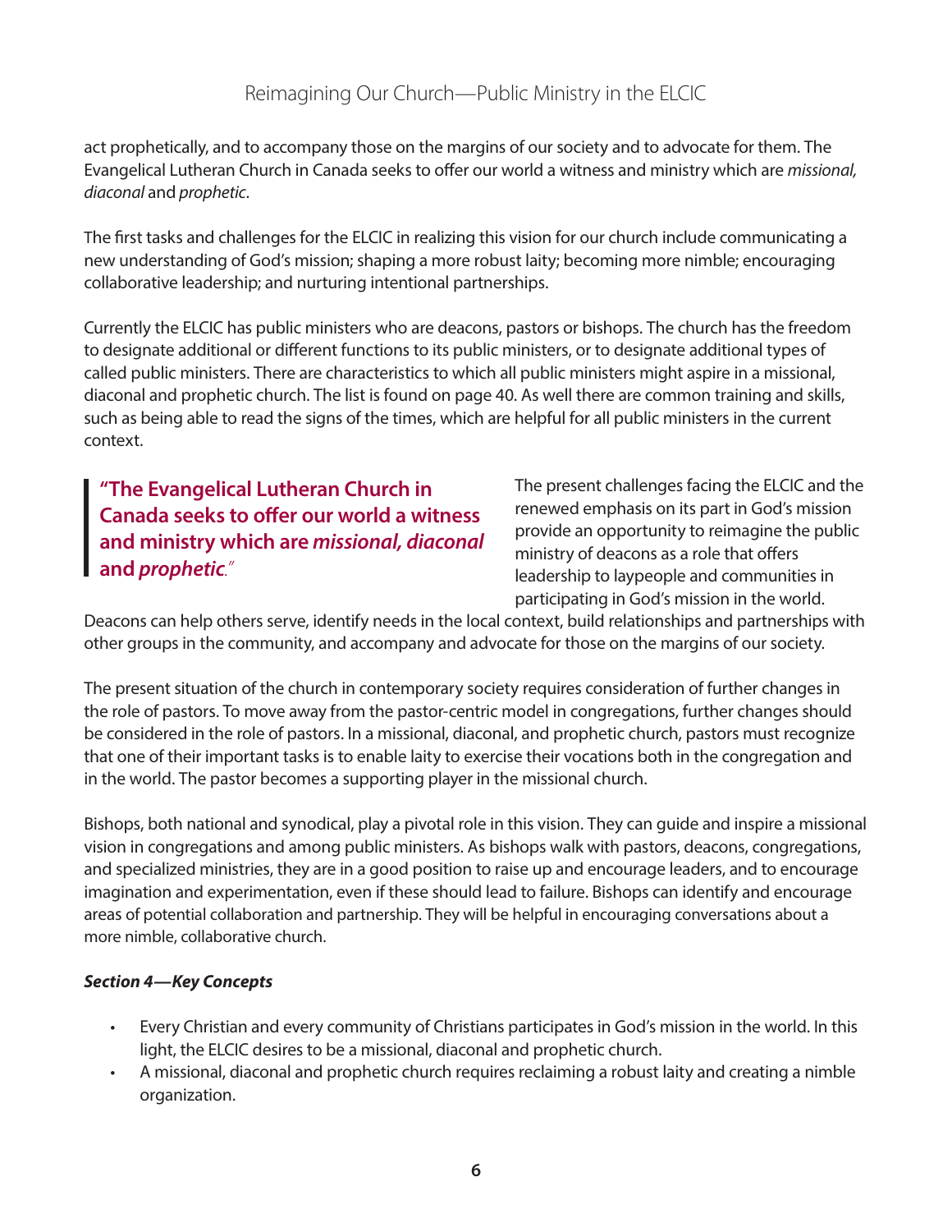act prophetically, and to accompany those on the margins of our society and to advocate for them. The Evangelical Lutheran Church in Canada seeks to offer our world a witness and ministry which are *missional, diaconal* and *prophetic*.

The first tasks and challenges for the ELCIC in realizing this vision for our church include communicating a new understanding of God's mission; shaping a more robust laity; becoming more nimble; encouraging collaborative leadership; and nurturing intentional partnerships.

Currently the ELCIC has public ministers who are deacons, pastors or bishops. The church has the freedom to designate additional or different functions to its public ministers, or to designate additional types of called public ministers. There are characteristics to which all public ministers might aspire in a missional, diaconal and prophetic church. The list is found on page 40. As well there are common training and skills, such as being able to read the signs of the times, which are helpful for all public ministers in the current context.

> **"The Evangelical Lutheran Church in Canada seeks to offer our world a witness and ministry which are *missional, diaconal* and *prophetic*."**

The present challenges facing the ELCIC and the renewed emphasis on its part in God's mission provide an opportunity to reimagine the public ministry of deacons as a role that offers leadership to laypeople and communities in participating in God's mission in the world. Deacons can help others serve, identify needs in the local context, build relationships and partnerships with other groups in the community, and accompany and advocate for those on the margins of our society.

The present situation of the church in contemporary society requires consideration of further changes in the role of pastors. To move away from the pastor-centric model in congregations, further changes should be considered in the role of pastors. In a missional, diaconal, and prophetic church, pastors must recognize that one of their important tasks is to enable laity to exercise their vocations both in the congregation and in the world. The pastor becomes a supporting player in the missional church.

Bishops, both national and synodical, play a pivotal role in this vision. They can guide and inspire a missional vision in congregations and among public ministers. As bishops walk with pastors, deacons, congregations, and specialized ministries, they are in a good position to raise up and encourage leaders, and to encourage imagination and experimentation, even if these should lead to failure. Bishops can identify and encourage areas of potential collaboration and partnership. They will be helpful in encouraging conversations about a more nimble, collaborative church.

***Section 4—Key Concepts***

- Every Christian and every community of Christians participates in God's mission in the world. In this light, the ELCIC desires to be a missional, diaconal and prophetic church.
- A missional, diaconal and prophetic church requires reclaiming a robust laity and creating a nimble organization.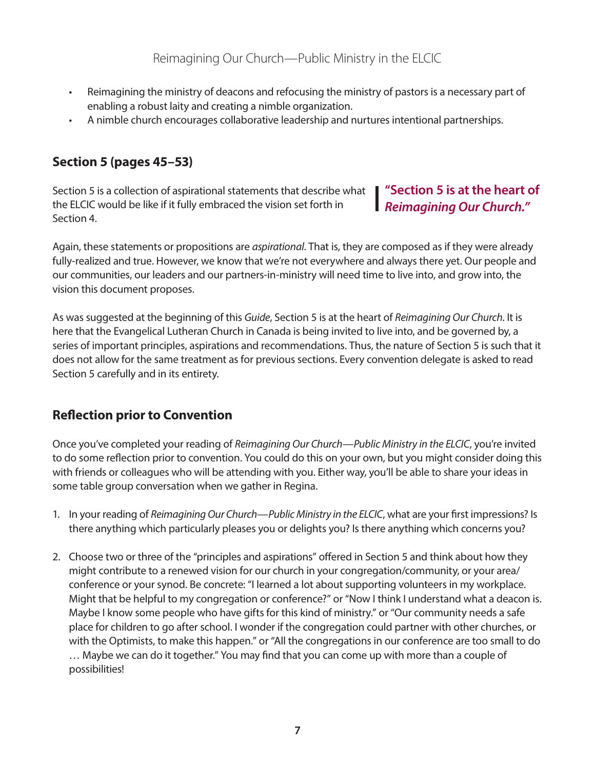- Reimagining the ministry of deacons and refocusing the ministry of pastors is a necessary part of enabling a robust laity and creating a nimble organization.
- A nimble church encourages collaborative leadership and nurtures intentional partnerships.

## Section 5 (pages 45–53)

Section 5 is a collection of aspirational statements that describe what the ELCIC would be like if it fully embraced the vision set forth in Section 4.

> **"Section 5 is at the heart of *Reimagining Our Church.*"**

Again, these statements or propositions are *aspirational*. That is, they are composed as if they were already fully-realized and true. However, we know that we're not everywhere and always there yet. Our people and our communities, our leaders and our partners-in-ministry will need time to live into, and grow into, the vision this document proposes.

As was suggested at the beginning of this *Guide*, Section 5 is at the heart of *Reimagining Our Church*. It is here that the Evangelical Lutheran Church in Canada is being invited to live into, and be governed by, a series of important principles, aspirations and recommendations. Thus, the nature of Section 5 is such that it does not allow for the same treatment as for previous sections. Every convention delegate is asked to read Section 5 carefully and in its entirety.

## Reflection prior to Convention

Once you've completed your reading of *Reimagining Our Church—Public Ministry in the ELCIC*, you're invited to do some reflection prior to convention. You could do this on your own, but you might consider doing this with friends or colleagues who will be attending with you. Either way, you'll be able to share your ideas in some table group conversation when we gather in Regina.

1. In your reading of *Reimagining Our Church—Public Ministry in the ELCIC*, what are your first impressions? Is there anything which particularly pleases you or delights you? Is there anything which concerns you?

2. Choose two or three of the "principles and aspirations" offered in Section 5 and think about how they might contribute to a renewed vision for our church in your congregation/community, or your area/conference or your synod. Be concrete: "I learned a lot about supporting volunteers in my workplace. Might that be helpful to my congregation or conference?" or "Now I think I understand what a deacon is. Maybe I know some people who have gifts for this kind of ministry." or "Our community needs a safe place for children to go after school. I wonder if the congregation could partner with other churches, or with the Optimists, to make this happen." or "All the congregations in our conference are too small to do … Maybe we can do it together." You may find that you can come up with more than a couple of possibilities!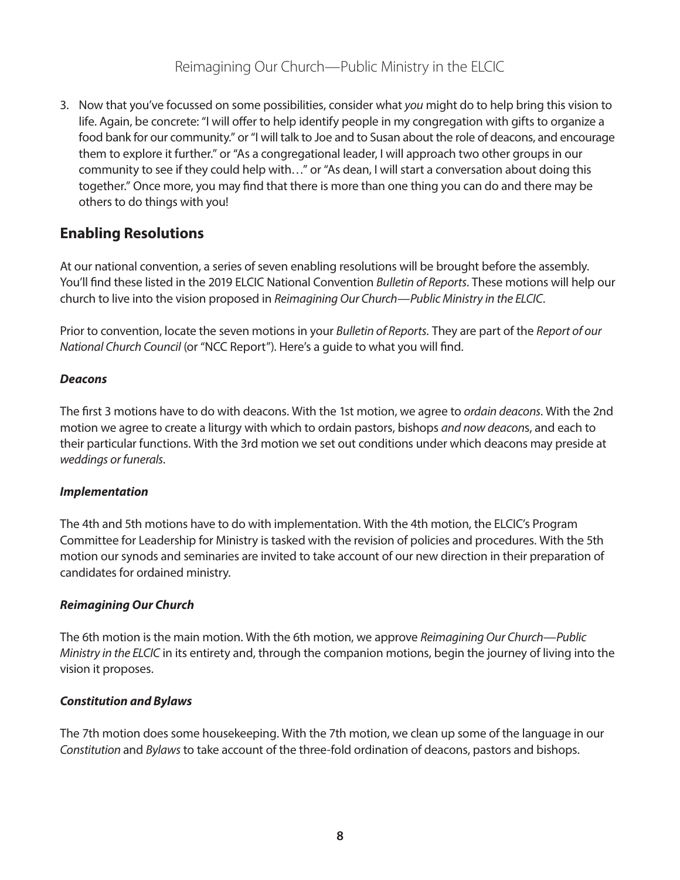3. Now that you've focussed on some possibilities, consider what *you* might do to help bring this vision to life. Again, be concrete: "I will offer to help identify people in my congregation with gifts to organize a food bank for our community." or "I will talk to Joe and to Susan about the role of deacons, and encourage them to explore it further." or "As a congregational leader, I will approach two other groups in our community to see if they could help with…" or "As dean, I will start a conversation about doing this together." Once more, you may find that there is more than one thing you can do and there may be others to do things with you!

## Enabling Resolutions

At our national convention, a series of seven enabling resolutions will be brought before the assembly. You'll find these listed in the 2019 ELCIC National Convention *Bulletin of Reports*. These motions will help our church to live into the vision proposed in *Reimagining Our Church—Public Ministry in the ELCIC*.

Prior to convention, locate the seven motions in your *Bulletin of Reports.* They are part of the *Report of our National Church Council* (or "NCC Report"). Here's a guide to what you will find.

#### ***Deacons***

The first 3 motions have to do with deacons. With the 1st motion, we agree to *ordain deacons*. With the 2nd motion we agree to create a liturgy with which to ordain pastors, bishops *and now deacon*s, and each to their particular functions. With the 3rd motion we set out conditions under which deacons may preside at *weddings or funerals*.

#### ***Implementation***

The 4th and 5th motions have to do with implementation. With the 4th motion, the ELCIC's Program Committee for Leadership for Ministry is tasked with the revision of policies and procedures. With the 5th motion our synods and seminaries are invited to take account of our new direction in their preparation of candidates for ordained ministry.

#### ***Reimagining Our Church***

The 6th motion is the main motion. With the 6th motion, we approve *Reimagining Our Church—Public Ministry in the ELCIC* in its entirety and, through the companion motions, begin the journey of living into the vision it proposes.

#### ***Constitution and Bylaws***

The 7th motion does some housekeeping. With the 7th motion, we clean up some of the language in our *Constitution* and *Bylaws* to take account of the three-fold ordination of deacons, pastors and bishops.